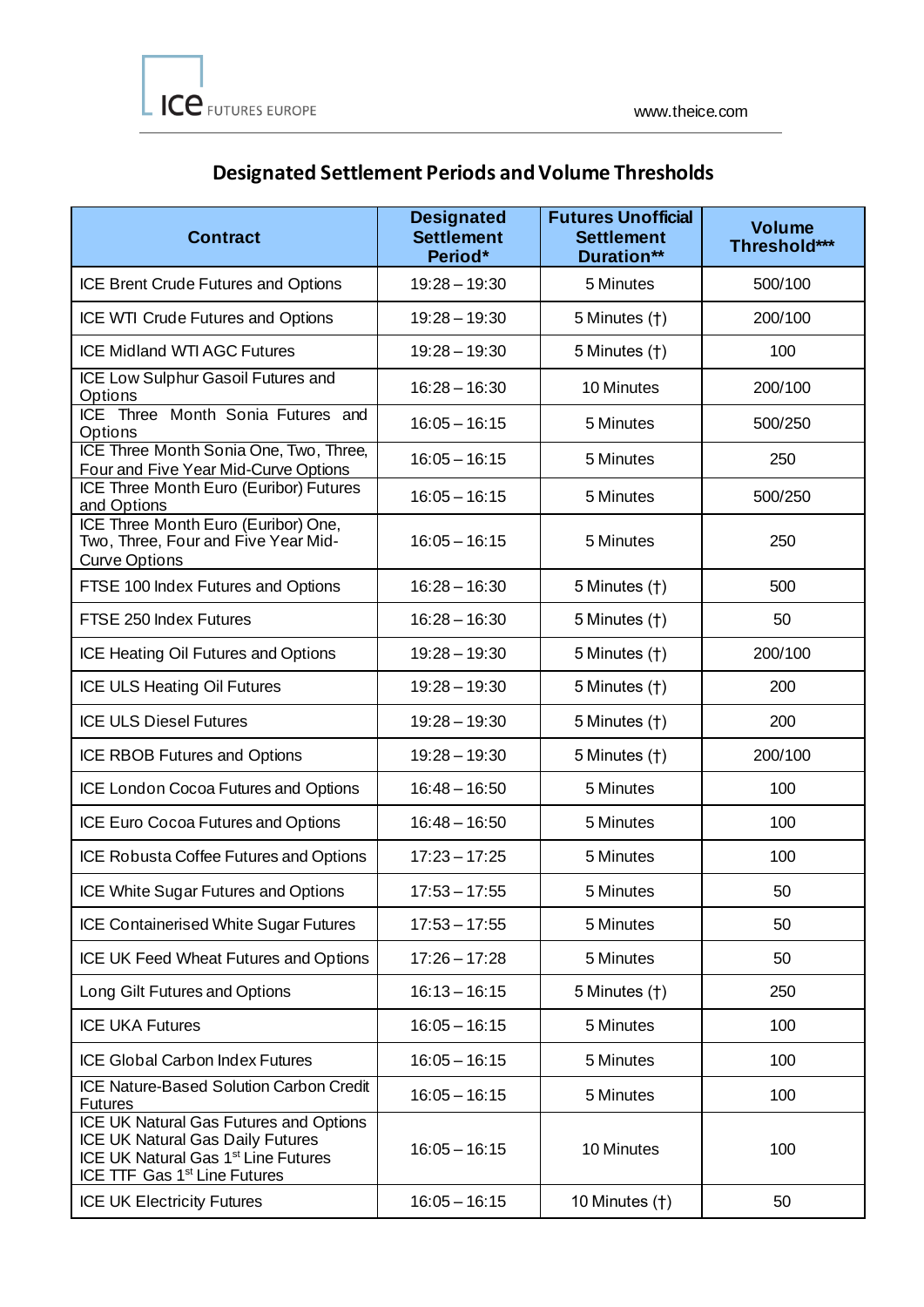# Designated Settlement Periods and Volume Thresholds

| Contract | Designated Settlement Period* | Futures Unofficial Settlement Duration** | Volume Threshold*** |
|---|---|---|---|
| ICE Brent Crude Futures and Options | 19:28 – 19:30 | 5 Minutes | 500/100 |
| ICE WTI Crude Futures and Options | 19:28 – 19:30 | 5 Minutes (†) | 200/100 |
| ICE Midland WTI AGC Futures | 19:28 – 19:30 | 5 Minutes (†) | 100 |
| ICE Low Sulphur Gasoil Futures and Options | 16:28 – 16:30 | 10 Minutes | 200/100 |
| ICE Three Month Sonia Futures and Options | 16:05 – 16:15 | 5 Minutes | 500/250 |
| ICE Three Month Sonia One, Two, Three, Four and Five Year Mid-Curve Options | 16:05 – 16:15 | 5 Minutes | 250 |
| ICE Three Month Euro (Euribor) Futures and Options | 16:05 – 16:15 | 5 Minutes | 500/250 |
| ICE Three Month Euro (Euribor) One, Two, Three, Four and Five Year Mid-Curve Options | 16:05 – 16:15 | 5 Minutes | 250 |
| FTSE 100 Index Futures and Options | 16:28 – 16:30 | 5 Minutes (†) | 500 |
| FTSE 250 Index Futures | 16:28 – 16:30 | 5 Minutes (†) | 50 |
| ICE Heating Oil Futures and Options | 19:28 – 19:30 | 5 Minutes (†) | 200/100 |
| ICE ULS Heating Oil Futures | 19:28 – 19:30 | 5 Minutes (†) | 200 |
| ICE ULS Diesel Futures | 19:28 – 19:30 | 5 Minutes (†) | 200 |
| ICE RBOB Futures and Options | 19:28 – 19:30 | 5 Minutes (†) | 200/100 |
| ICE London Cocoa Futures and Options | 16:48 – 16:50 | 5 Minutes | 100 |
| ICE Euro Cocoa Futures and Options | 16:48 – 16:50 | 5 Minutes | 100 |
| ICE Robusta Coffee Futures and Options | 17:23 – 17:25 | 5 Minutes | 100 |
| ICE White Sugar Futures and Options | 17:53 – 17:55 | 5 Minutes | 50 |
| ICE Containerised White Sugar Futures | 17:53 – 17:55 | 5 Minutes | 50 |
| ICE UK Feed Wheat Futures and Options | 17:26 – 17:28 | 5 Minutes | 50 |
| Long Gilt Futures and Options | 16:13 – 16:15 | 5 Minutes (†) | 250 |
| ICE UKA Futures | 16:05 – 16:15 | 5 Minutes | 100 |
| ICE Global Carbon Index Futures | 16:05 – 16:15 | 5 Minutes | 100 |
| ICE Nature-Based Solution Carbon Credit Futures | 16:05 – 16:15 | 5 Minutes | 100 |
| ICE UK Natural Gas Futures and Options<br>ICE UK Natural Gas Daily Futures<br>ICE UK Natural Gas 1st Line Futures<br>ICE TTF Gas 1st Line Futures | 16:05 – 16:15 | 10 Minutes | 100 |
| ICE UK Electricity Futures | 16:05 – 16:15 | 10 Minutes (†) | 50 |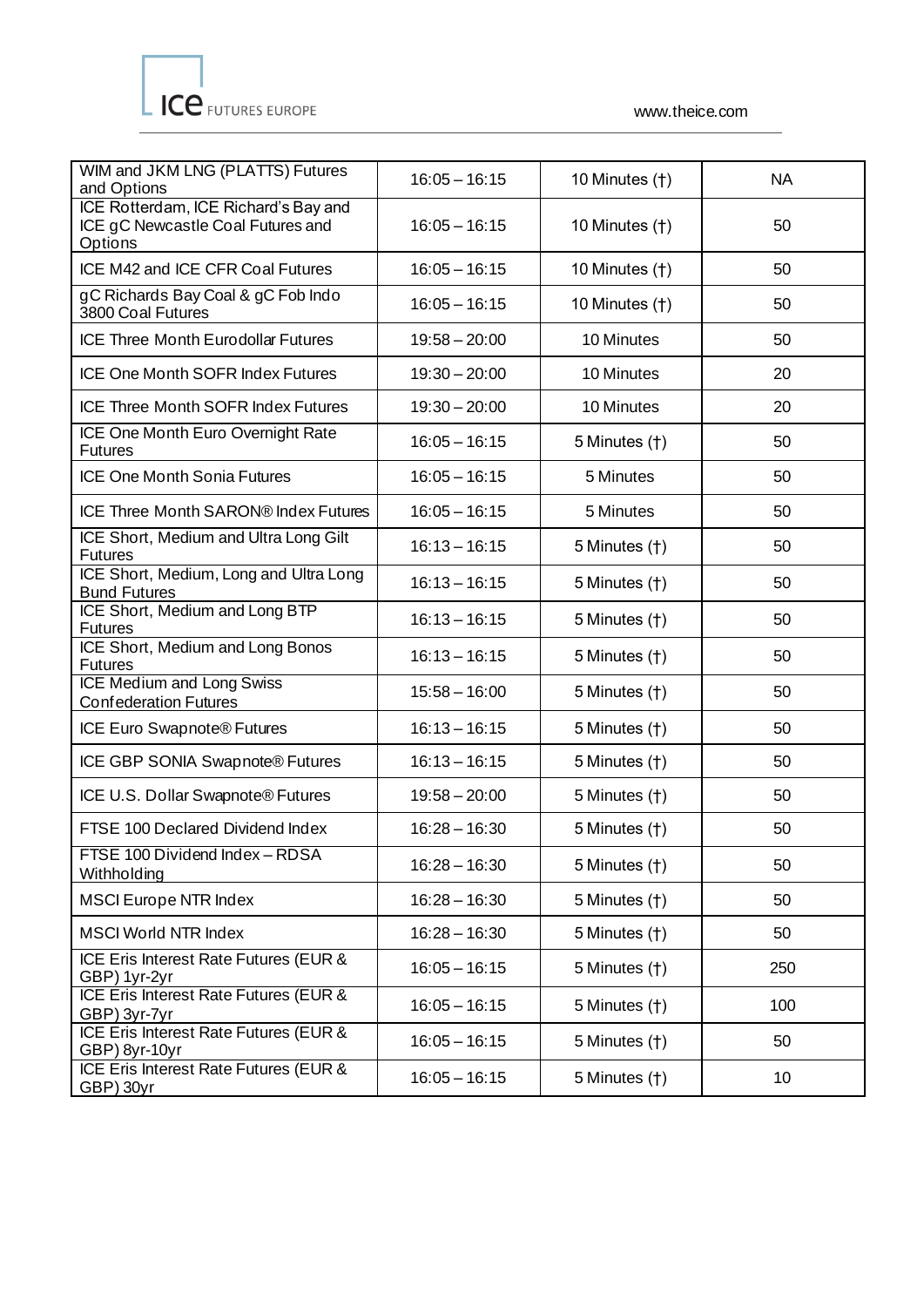| | | | |
|---|---|---|---|
| WIM and JKM LNG (PLATTS) Futures and Options | 16:05 – 16:15 | 10 Minutes (†) | NA |
| ICE Rotterdam, ICE Richard's Bay and ICE gC Newcastle Coal Futures and Options | 16:05 – 16:15 | 10 Minutes (†) | 50 |
| ICE M42 and ICE CFR Coal Futures | 16:05 – 16:15 | 10 Minutes (†) | 50 |
| gC Richards Bay Coal & gC Fob Indo 3800 Coal Futures | 16:05 – 16:15 | 10 Minutes (†) | 50 |
| ICE Three Month Eurodollar Futures | 19:58 – 20:00 | 10 Minutes | 50 |
| ICE One Month SOFR Index Futures | 19:30 – 20:00 | 10 Minutes | 20 |
| ICE Three Month SOFR Index Futures | 19:30 – 20:00 | 10 Minutes | 20 |
| ICE One Month Euro Overnight Rate Futures | 16:05 – 16:15 | 5 Minutes (†) | 50 |
| ICE One Month Sonia Futures | 16:05 – 16:15 | 5 Minutes | 50 |
| ICE Three Month SARON® Index Futures | 16:05 – 16:15 | 5 Minutes | 50 |
| ICE Short, Medium and Ultra Long Gilt Futures | 16:13 – 16:15 | 5 Minutes (†) | 50 |
| ICE Short, Medium, Long and Ultra Long Bund Futures | 16:13 – 16:15 | 5 Minutes (†) | 50 |
| ICE Short, Medium and Long BTP Futures | 16:13 – 16:15 | 5 Minutes (†) | 50 |
| ICE Short, Medium and Long Bonos Futures | 16:13 – 16:15 | 5 Minutes (†) | 50 |
| ICE Medium and Long Swiss Confederation Futures | 15:58 – 16:00 | 5 Minutes (†) | 50 |
| ICE Euro Swapnote® Futures | 16:13 – 16:15 | 5 Minutes (†) | 50 |
| ICE GBP SONIA Swapnote® Futures | 16:13 – 16:15 | 5 Minutes (†) | 50 |
| ICE U.S. Dollar Swapnote® Futures | 19:58 – 20:00 | 5 Minutes (†) | 50 |
| FTSE 100 Declared Dividend Index | 16:28 – 16:30 | 5 Minutes (†) | 50 |
| FTSE 100 Dividend Index – RDSA Withholding | 16:28 – 16:30 | 5 Minutes (†) | 50 |
| MSCI Europe NTR Index | 16:28 – 16:30 | 5 Minutes (†) | 50 |
| MSCI World NTR Index | 16:28 – 16:30 | 5 Minutes (†) | 50 |
| ICE Eris Interest Rate Futures (EUR & GBP) 1yr-2yr | 16:05 – 16:15 | 5 Minutes (†) | 250 |
| ICE Eris Interest Rate Futures (EUR & GBP) 3yr-7yr | 16:05 – 16:15 | 5 Minutes (†) | 100 |
| ICE Eris Interest Rate Futures (EUR & GBP) 8yr-10yr | 16:05 – 16:15 | 5 Minutes (†) | 50 |
| ICE Eris Interest Rate Futures (EUR & GBP) 30yr | 16:05 – 16:15 | 5 Minutes (†) | 10 |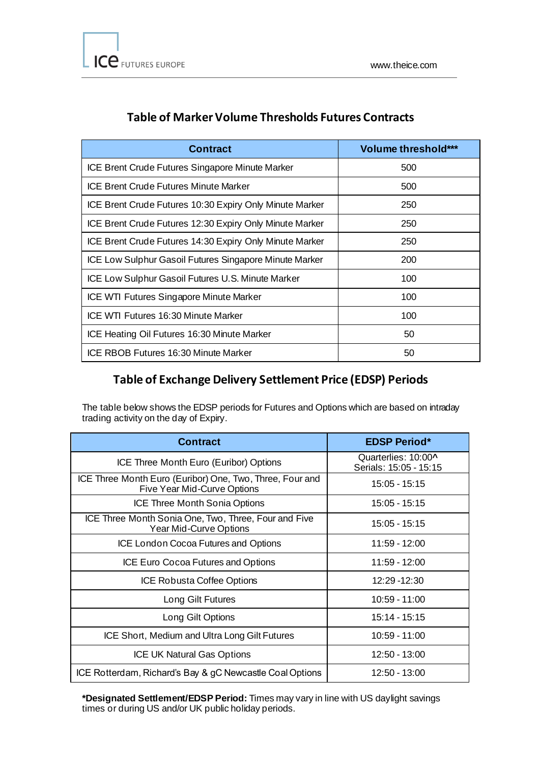## Table of Marker Volume Thresholds Futures Contracts

| Contract | Volume threshold*** |
|---|---|
| ICE Brent Crude Futures Singapore Minute Marker | 500 |
| ICE Brent Crude Futures Minute Marker | 500 |
| ICE Brent Crude Futures 10:30 Expiry Only Minute Marker | 250 |
| ICE Brent Crude Futures 12:30 Expiry Only Minute Marker | 250 |
| ICE Brent Crude Futures 14:30 Expiry Only Minute Marker | 250 |
| ICE Low Sulphur Gasoil Futures Singapore Minute Marker | 200 |
| ICE Low Sulphur Gasoil Futures U.S. Minute Marker | 100 |
| ICE WTI Futures Singapore Minute Marker | 100 |
| ICE WTI Futures 16:30 Minute Marker | 100 |
| ICE Heating Oil Futures 16:30 Minute Marker | 50 |
| ICE RBOB Futures 16:30 Minute Marker | 50 |

## Table of Exchange Delivery Settlement Price (EDSP) Periods

The table below shows the EDSP periods for Futures and Options which are based on intraday trading activity on the day of Expiry.

| Contract | EDSP Period* |
|---|---|
| ICE Three Month Euro (Euribor) Options | Quarterlies: 10:00^<br>Serials: 15:05 - 15:15 |
| ICE Three Month Euro (Euribor) One, Two, Three, Four and Five Year Mid-Curve Options | 15:05 - 15:15 |
| ICE Three Month Sonia Options | 15:05 - 15:15 |
| ICE Three Month Sonia One, Two, Three, Four and Five Year Mid-Curve Options | 15:05 - 15:15 |
| ICE London Cocoa Futures and Options | 11:59 - 12:00 |
| ICE Euro Cocoa Futures and Options | 11:59 - 12:00 |
| ICE Robusta Coffee Options | 12:29 -12:30 |
| Long Gilt Futures | 10:59 - 11:00 |
| Long Gilt Options | 15:14 - 15:15 |
| ICE Short, Medium and Ultra Long Gilt Futures | 10:59 - 11:00 |
| ICE UK Natural Gas Options | 12:50 - 13:00 |
| ICE Rotterdam, Richard's Bay & gC Newcastle Coal Options | 12:50 - 13:00 |

**\*Designated Settlement/EDSP Period:** Times may vary in line with US daylight savings times or during US and/or UK public holiday periods.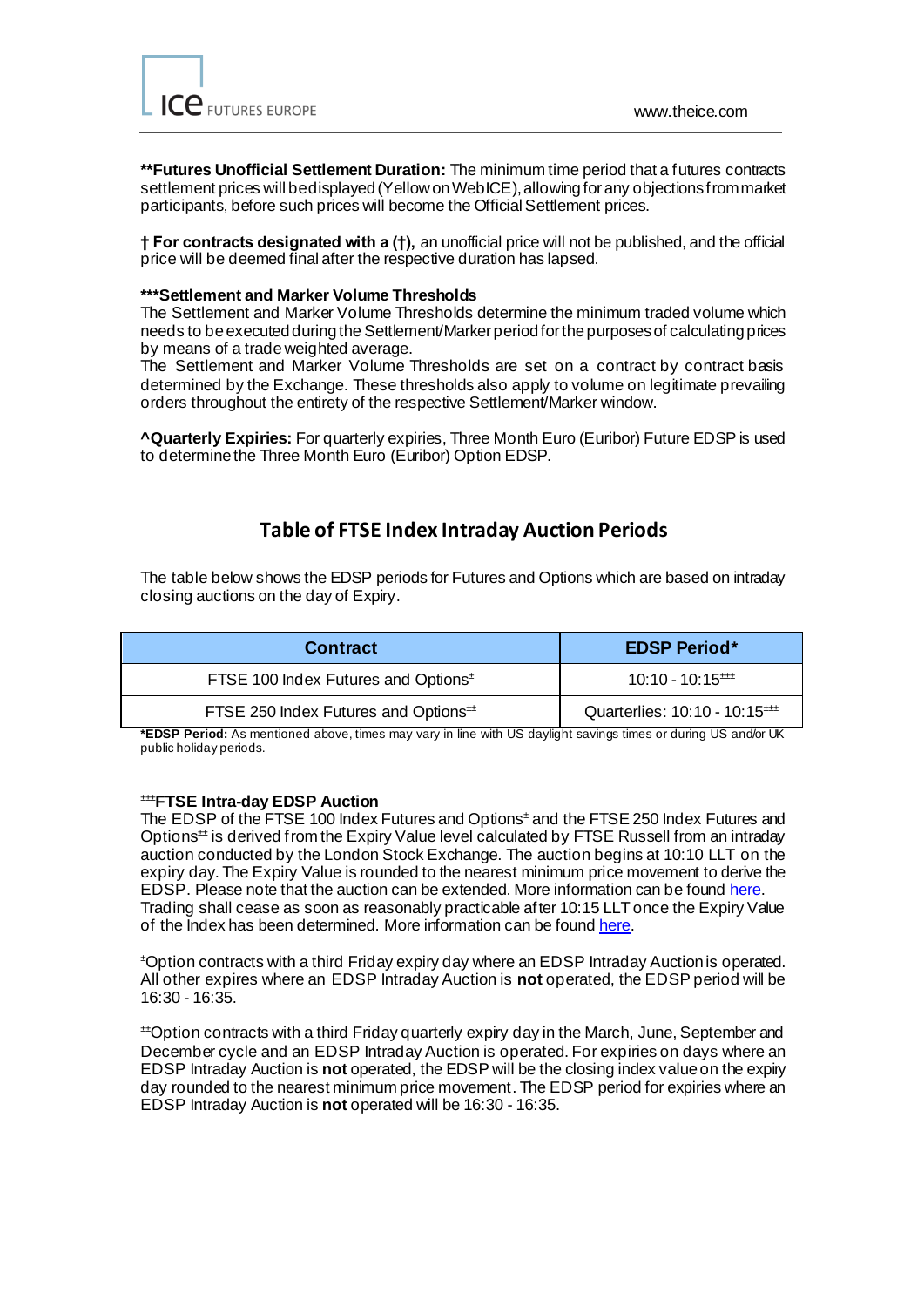**Futures Unofficial Settlement Duration:** The minimum time period that a futures contracts settlement prices will be displayed (Yellow on WebICE), allowing for any objections from market participants, before such prices will become the Official Settlement prices.

**† For contracts designated with a (†),** an unofficial price will not be published, and the official price will be deemed final after the respective duration has lapsed.

*****Settlement and Marker Volume Thresholds**
The Settlement and Marker Volume Thresholds determine the minimum traded volume which needs to be executed during the Settlement/Marker period for the purposes of calculating prices by means of a trade weighted average.
The Settlement and Marker Volume Thresholds are set on a contract by contract basis determined by the Exchange. These thresholds also apply to volume on legitimate prevailing orders throughout the entirety of the respective Settlement/Marker window.

**^Quarterly Expiries:** For quarterly expiries, Three Month Euro (Euribor) Future EDSP is used to determine the Three Month Euro (Euribor) Option EDSP.

## Table of FTSE Index Intraday Auction Periods

The table below shows the EDSP periods for Futures and Options which are based on intraday closing auctions on the day of Expiry.

| Contract | EDSP Period* |
|---|---|
| FTSE 100 Index Futures and Options± | 10:10 - 10:15±±± |
| FTSE 250 Index Futures and Options±± | Quarterlies: 10:10 - 10:15±±± |

***EDSP Period:** As mentioned above, times may vary in line with US daylight savings times or during US and/or UK public holiday periods.

**±±±FTSE Intra-day EDSP Auction**
The EDSP of the FTSE 100 Index Futures and Options± and the FTSE 250 Index Futures and Options±± is derived from the Expiry Value level calculated by FTSE Russell from an intraday auction conducted by the London Stock Exchange. The auction begins at 10:10 LLT on the expiry day. The Expiry Value is rounded to the nearest minimum price movement to derive the EDSP. Please note that the auction can be extended. More information can be found here.
Trading shall cease as soon as reasonably practicable after 10:15 LLT once the Expiry Value of the Index has been determined. More information can be found here.

±Option contracts with a third Friday expiry day where an EDSP Intraday Auction is operated. All other expires where an EDSP Intraday Auction is **not** operated, the EDSP period will be 16:30 - 16:35.

±±Option contracts with a third Friday quarterly expiry day in the March, June, September and December cycle and an EDSP Intraday Auction is operated. For expiries on days where an EDSP Intraday Auction is **not** operated, the EDSP will be the closing index value on the expiry day rounded to the nearest minimum price movement. The EDSP period for expiries where an EDSP Intraday Auction is **not** operated will be 16:30 - 16:35.